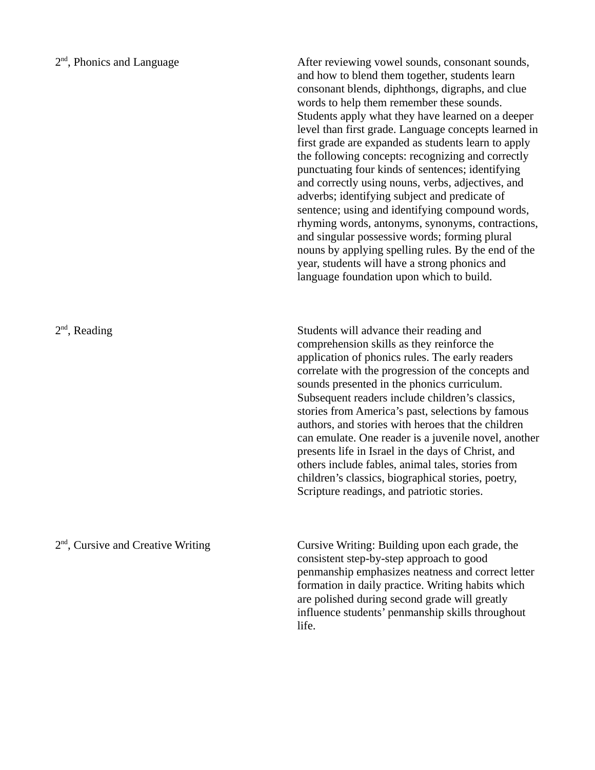| | |
|---|---|
| 2nd, Phonics and Language | After reviewing vowel sounds, consonant sounds, and how to blend them together, students learn consonant blends, diphthongs, digraphs, and clue words to help them remember these sounds. Students apply what they have learned on a deeper level than first grade. Language concepts learned in first grade are expanded as students learn to apply the following concepts: recognizing and correctly punctuating four kinds of sentences; identifying and correctly using nouns, verbs, adjectives, and adverbs; identifying subject and predicate of sentence; using and identifying compound words, rhyming words, antonyms, synonyms, contractions, and singular possessive words; forming plural nouns by applying spelling rules. By the end of the year, students will have a strong phonics and language foundation upon which to build. |
| 2nd, Reading | Students will advance their reading and comprehension skills as they reinforce the application of phonics rules. The early readers correlate with the progression of the concepts and sounds presented in the phonics curriculum. Subsequent readers include children's classics, stories from America's past, selections by famous authors, and stories with heroes that the children can emulate. One reader is a juvenile novel, another presents life in Israel in the days of Christ, and others include fables, animal tales, stories from children's classics, biographical stories, poetry, Scripture readings, and patriotic stories. |
| 2nd, Cursive and Creative Writing | Cursive Writing: Building upon each grade, the consistent step-by-step approach to good penmanship emphasizes neatness and correct letter formation in daily practice. Writing habits which are polished during second grade will greatly influence students' penmanship skills throughout life. |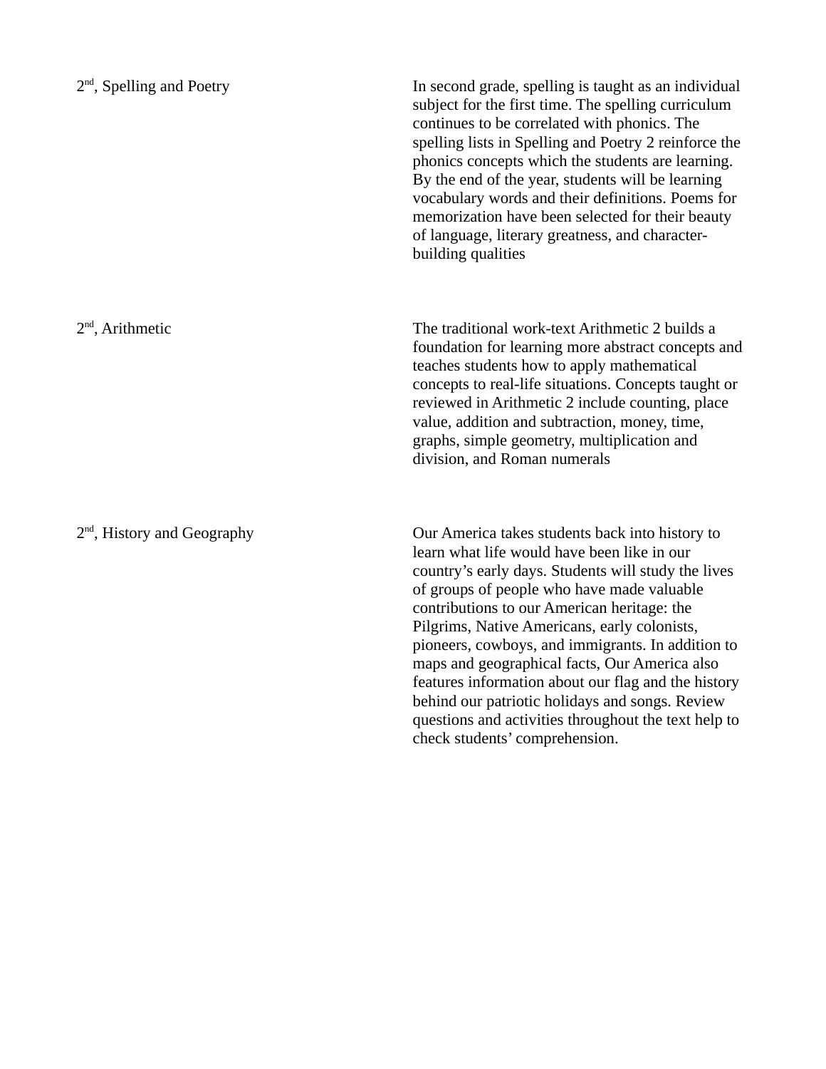| | |
|---|---|
| 2nd, Spelling and Poetry | In second grade, spelling is taught as an individual subject for the first time. The spelling curriculum continues to be correlated with phonics. The spelling lists in Spelling and Poetry 2 reinforce the phonics concepts which the students are learning. By the end of the year, students will be learning vocabulary words and their definitions. Poems for memorization have been selected for their beauty of language, literary greatness, and character-building qualities |
| 2nd, Arithmetic | The traditional work-text Arithmetic 2 builds a foundation for learning more abstract concepts and teaches students how to apply mathematical concepts to real-life situations. Concepts taught or reviewed in Arithmetic 2 include counting, place value, addition and subtraction, money, time, graphs, simple geometry, multiplication and division, and Roman numerals |
| 2nd, History and Geography | Our America takes students back into history to learn what life would have been like in our country's early days. Students will study the lives of groups of people who have made valuable contributions to our American heritage: the Pilgrims, Native Americans, early colonists, pioneers, cowboys, and immigrants. In addition to maps and geographical facts, Our America also features information about our flag and the history behind our patriotic holidays and songs. Review questions and activities throughout the text help to check students' comprehension. |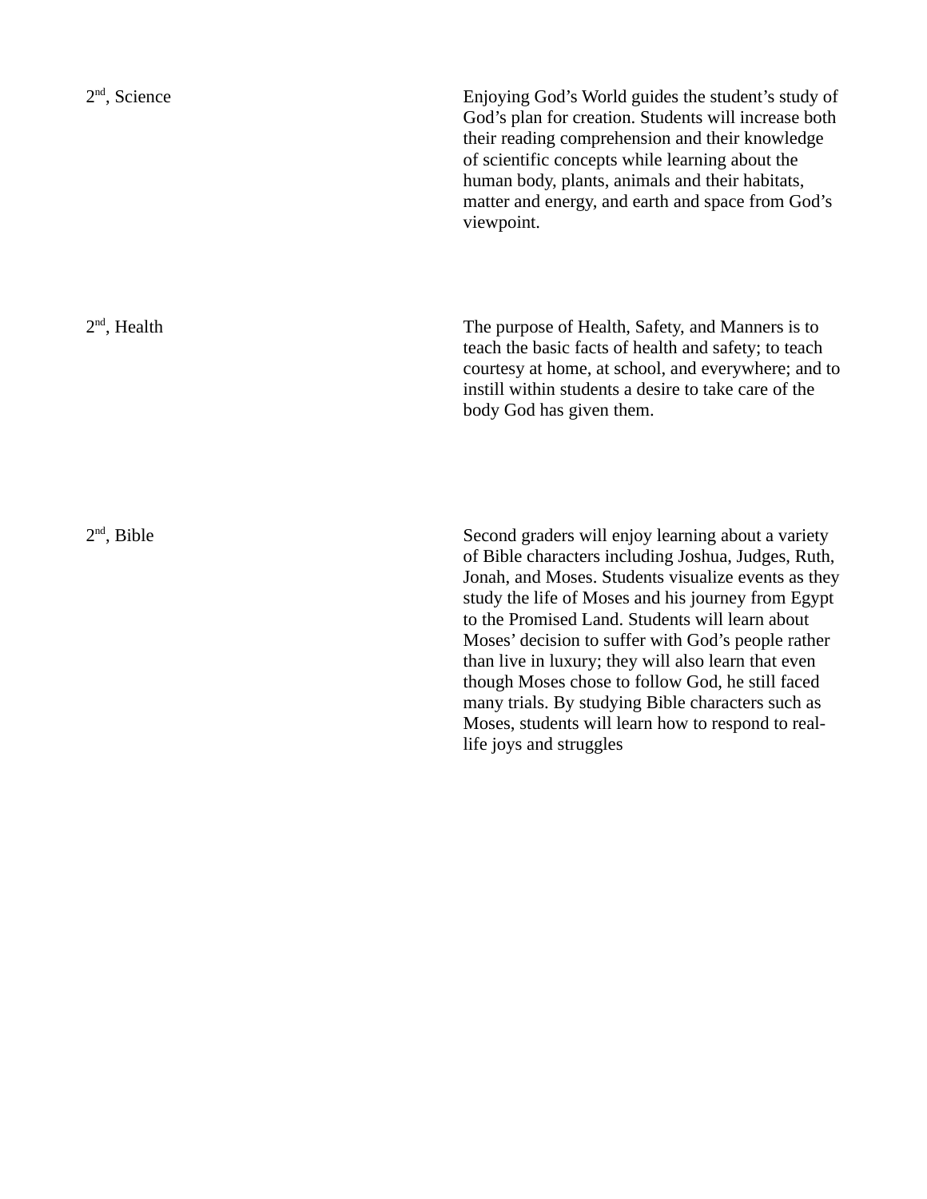| | |
|---|---|
| 2nd, Science | Enjoying God's World guides the student's study of God's plan for creation. Students will increase both their reading comprehension and their knowledge of scientific concepts while learning about the human body, plants, animals and their habitats, matter and energy, and earth and space from God's viewpoint. |
| 2nd, Health | The purpose of Health, Safety, and Manners is to teach the basic facts of health and safety; to teach courtesy at home, at school, and everywhere; and to instill within students a desire to take care of the body God has given them. |
| 2nd, Bible | Second graders will enjoy learning about a variety of Bible characters including Joshua, Judges, Ruth, Jonah, and Moses. Students visualize events as they study the life of Moses and his journey from Egypt to the Promised Land. Students will learn about Moses' decision to suffer with God's people rather than live in luxury; they will also learn that even though Moses chose to follow God, he still faced many trials. By studying Bible characters such as Moses, students will learn how to respond to real-life joys and struggles |